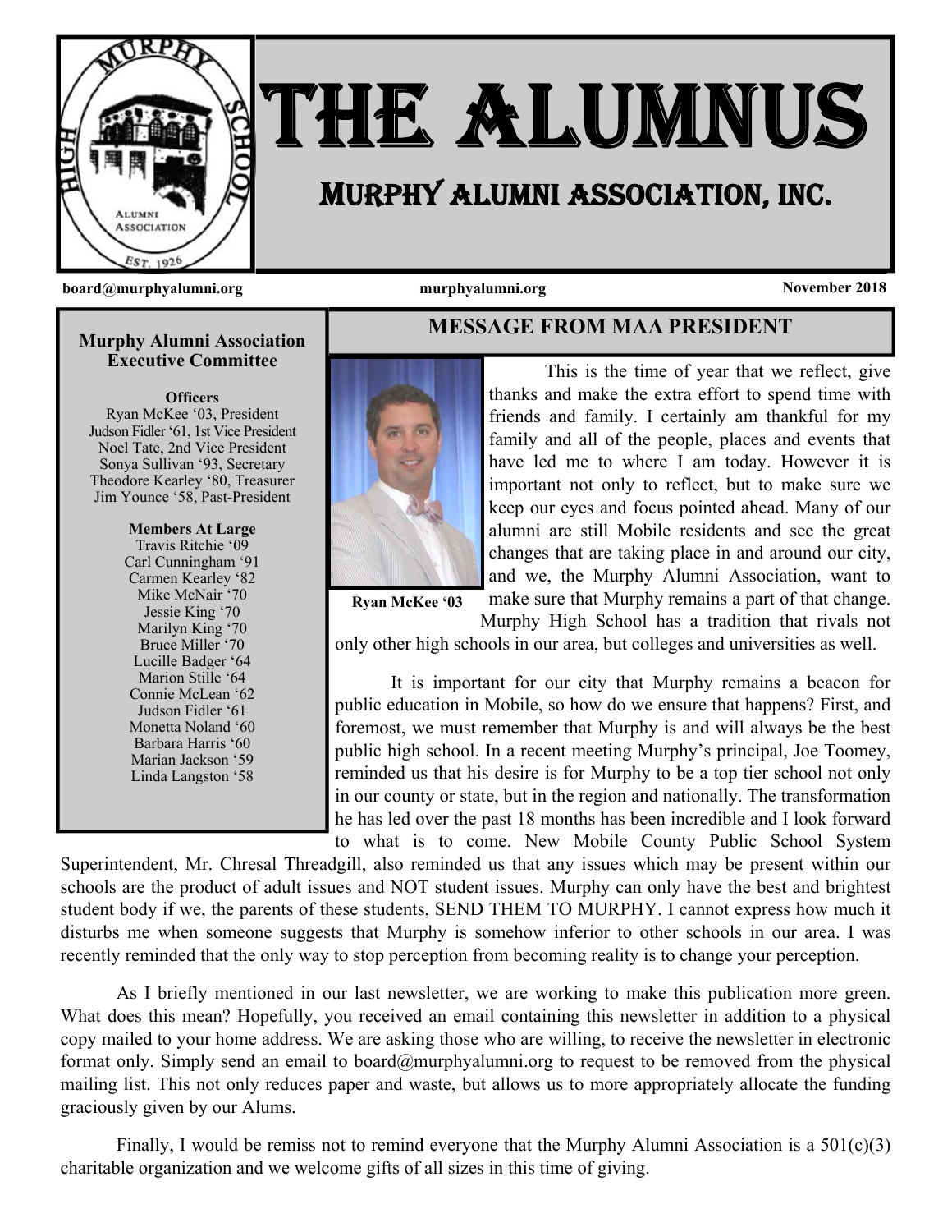# THE ALUMNUS

## Murphy Alumni Association, Inc.

**board@murphyalumni.org** **murphyalumni.org** **November 2018**

### Murphy Alumni Association Executive Committee

**Officers**

Ryan McKee '03, President
Judson Fidler '61, 1st Vice President
Noel Tate, 2nd Vice President
Sonya Sullivan '93, Secretary
Theodore Kearley '80, Treasurer
Jim Younce '58, Past-President

**Members At Large**

Travis Ritchie '09
Carl Cunningham '91
Carmen Kearley '82
Mike McNair '70
Jessie King '70
Marilyn King '70
Bruce Miller '70
Lucille Badger '64
Marion Stille '64
Connie McLean '62
Judson Fidler '61
Monetta Noland '60
Barbara Harris '60
Marian Jackson '59
Linda Langston '58

## MESSAGE FROM MAA PRESIDENT

**Ryan McKee '03**

This is the time of year that we reflect, give thanks and make the extra effort to spend time with friends and family. I certainly am thankful for my family and all of the people, places and events that have led me to where I am today. However it is important not only to reflect, but to make sure we keep our eyes and focus pointed ahead. Many of our alumni are still Mobile residents and see the great changes that are taking place in and around our city, and we, the Murphy Alumni Association, want to make sure that Murphy remains a part of that change. Murphy High School has a tradition that rivals not only other high schools in our area, but colleges and universities as well.

It is important for our city that Murphy remains a beacon for public education in Mobile, so how do we ensure that happens? First, and foremost, we must remember that Murphy is and will always be the best public high school. In a recent meeting Murphy's principal, Joe Toomey, reminded us that his desire is for Murphy to be a top tier school not only in our county or state, but in the region and nationally. The transformation he has led over the past 18 months has been incredible and I look forward to what is to come. New Mobile County Public School System Superintendent, Mr. Chresal Threadgill, also reminded us that any issues which may be present within our schools are the product of adult issues and NOT student issues. Murphy can only have the best and brightest student body if we, the parents of these students, SEND THEM TO MURPHY. I cannot express how much it disturbs me when someone suggests that Murphy is somehow inferior to other schools in our area. I was recently reminded that the only way to stop perception from becoming reality is to change your perception.

As I briefly mentioned in our last newsletter, we are working to make this publication more green. What does this mean? Hopefully, you received an email containing this newsletter in addition to a physical copy mailed to your home address. We are asking those who are willing, to receive the newsletter in electronic format only. Simply send an email to board@murphyalumni.org to request to be removed from the physical mailing list. This not only reduces paper and waste, but allows us to more appropriately allocate the funding graciously given by our Alums.

Finally, I would be remiss not to remind everyone that the Murphy Alumni Association is a 501(c)(3) charitable organization and we welcome gifts of all sizes in this time of giving.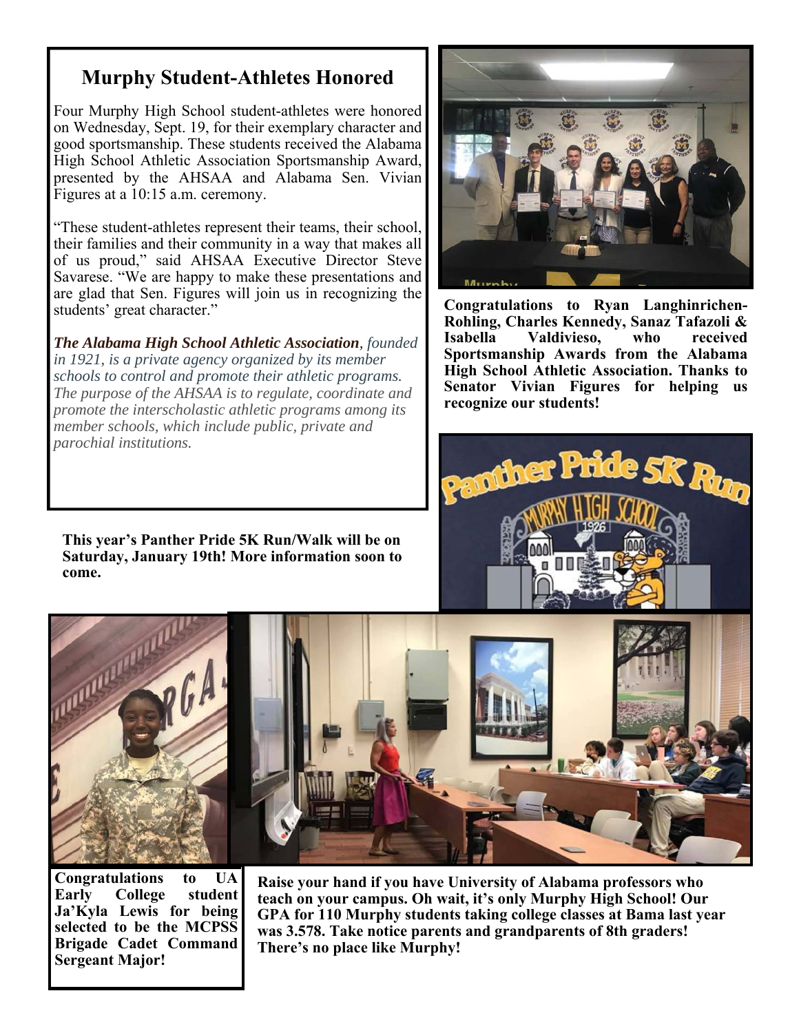## Murphy Student-Athletes Honored

Four Murphy High School student-athletes were honored on Wednesday, Sept. 19, for their exemplary character and good sportsmanship. These students received the Alabama High School Athletic Association Sportsmanship Award, presented by the AHSAA and Alabama Sen. Vivian Figures at a 10:15 a.m. ceremony.

"These student-athletes represent their teams, their school, their families and their community in a way that makes all of us proud," said AHSAA Executive Director Steve Savarese. "We are happy to make these presentations and are glad that Sen. Figures will join us in recognizing the students' great character."

***The Alabama High School Athletic Association****, founded in 1921, is a private agency organized by its member schools to control and promote their athletic programs. The purpose of the AHSAA is to regulate, coordinate and promote the interscholastic athletic programs among its member schools, which include public, private and parochial institutions.*

**Congratulations to Ryan Langhinrichen-Rohling, Charles Kennedy, Sanaz Tafazoli & Isabella Valdivieso, who received Sportsmanship Awards from the Alabama High School Athletic Association. Thanks to Senator Vivian Figures for helping us recognize our students!**

**This year's Panther Pride 5K Run/Walk will be on Saturday, January 19th! More information soon to come.**

**Congratulations to UA Early College student Ja'Kyla Lewis for being selected to be the MCPSS Brigade Cadet Command Sergeant Major!**

**Raise your hand if you have University of Alabama professors who teach on your campus. Oh wait, it's only Murphy High School! Our GPA for 110 Murphy students taking college classes at Bama last year was 3.578. Take notice parents and grandparents of 8th graders! There's no place like Murphy!**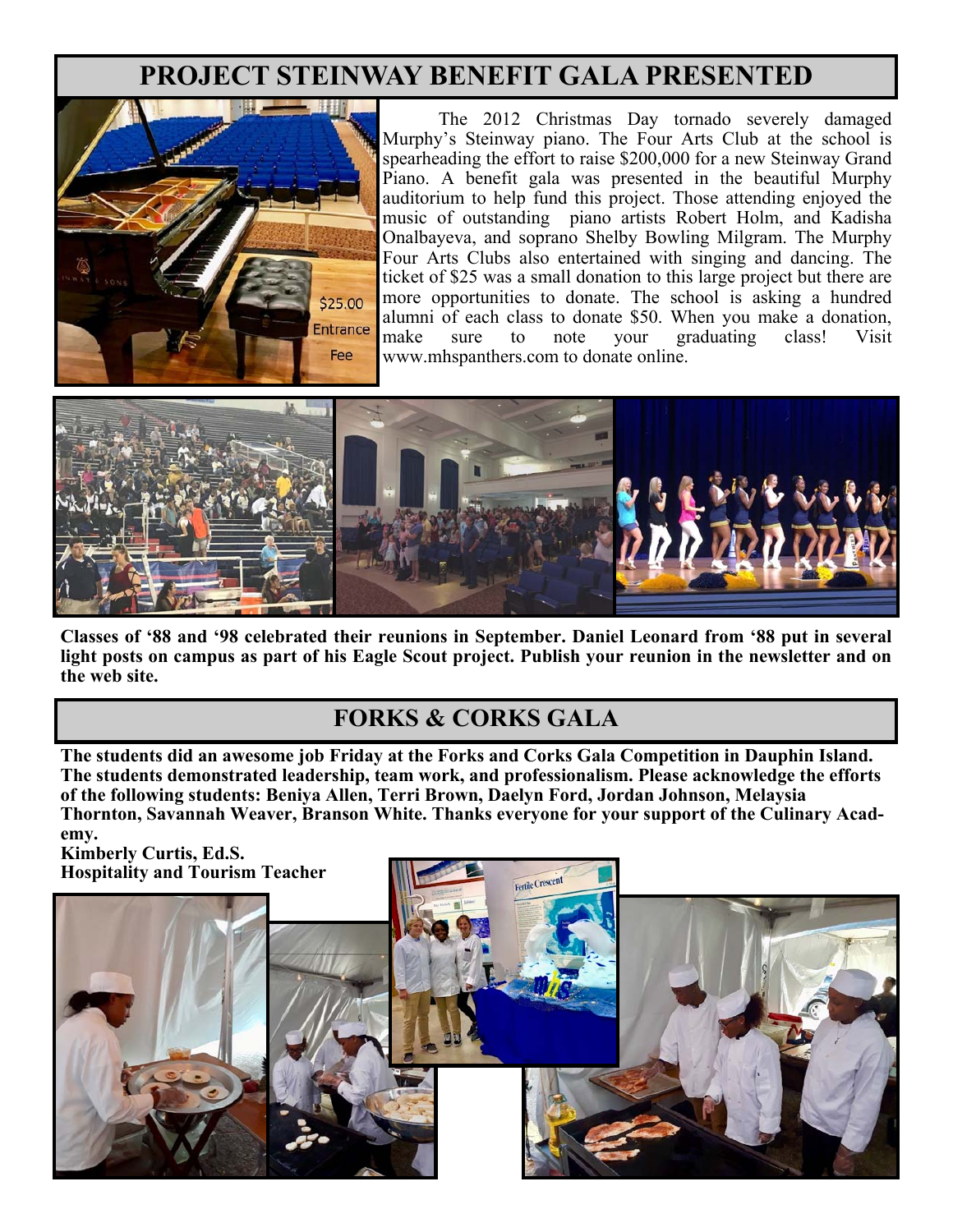## PROJECT STEINWAY BENEFIT GALA PRESENTED

The 2012 Christmas Day tornado severely damaged Murphy's Steinway piano. The Four Arts Club at the school is spearheading the effort to raise $200,000 for a new Steinway Grand Piano. A benefit gala was presented in the beautiful Murphy auditorium to help fund this project. Those attending enjoyed the music of outstanding piano artists Robert Holm, and Kadisha Onalbayeva, and soprano Shelby Bowling Milgram. The Murphy Four Arts Clubs also entertained with singing and dancing. The ticket of $25 was a small donation to this large project but there are more opportunities to donate. The school is asking a hundred alumni of each class to donate $50. When you make a donation, make sure to note your graduating class! Visit www.mhspanthers.com to donate online.

**Classes of '88 and '98 celebrated their reunions in September. Daniel Leonard from '88 put in several light posts on campus as part of his Eagle Scout project. Publish your reunion in the newsletter and on the web site.**

## FORKS & CORKS GALA

**The students did an awesome job Friday at the Forks and Corks Gala Competition in Dauphin Island. The students demonstrated leadership, team work, and professionalism. Please acknowledge the efforts of the following students: Beniya Allen, Terri Brown, Daelyn Ford, Jordan Johnson, Melaysia Thornton, Savannah Weaver, Branson White. Thanks everyone for your support of the Culinary Academy.**

**Kimberly Curtis, Ed.S.**
**Hospitality and Tourism Teacher**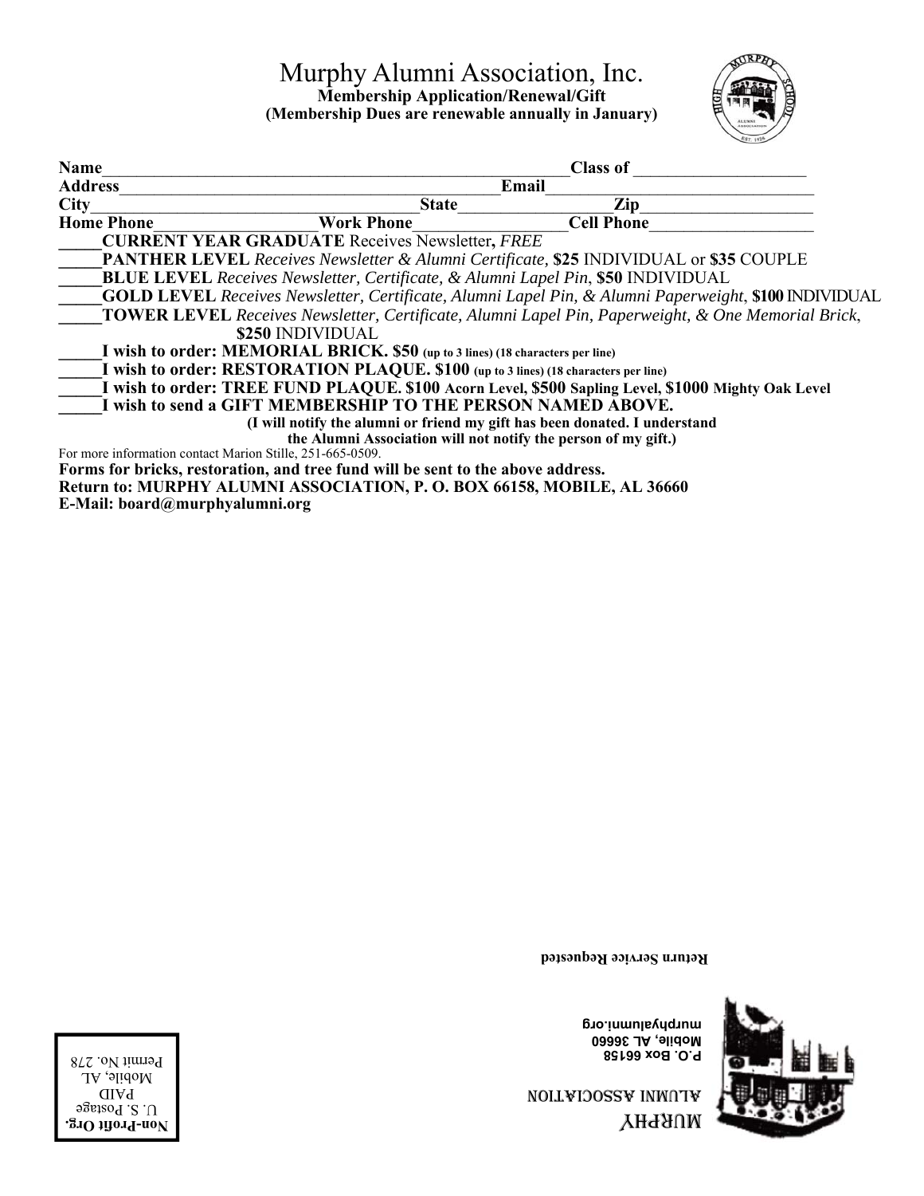# Murphy Alumni Association, Inc.

**Membership Application/Renewal/Gift**
**(Membership Dues are renewable annually in January)**

**Name**\_\_\_\_\_\_\_\_\_\_\_\_\_\_\_\_\_\_\_\_\_\_\_\_\_\_\_\_\_\_\_\_\_\_\_\_\_\_\_\_\_\_\_\_\_\_\_\_\_\_\_\_\_\_\_\_**Class of** \_\_\_\_\_\_\_\_\_\_\_\_\_\_\_\_\_\_\_\_
**Address**\_\_\_\_\_\_\_\_\_\_\_\_\_\_\_\_\_\_\_\_\_\_\_\_\_\_\_\_\_\_\_\_\_\_\_\_\_\_\_\_\_\_\_\_\_\_**Email**\_\_\_\_\_\_\_\_\_\_\_\_\_\_\_\_\_\_\_\_\_\_\_\_\_\_\_\_\_\_\_\_
**City**\_\_\_\_\_\_\_\_\_\_\_\_\_\_\_\_\_\_\_\_\_\_\_\_\_\_\_\_\_\_\_\_\_\_\_\_\_\_\_\_**State**\_\_\_\_\_\_\_\_\_\_\_\_\_\_\_\_\_**Zip**\_\_\_\_\_\_\_\_\_\_\_\_\_\_\_\_\_\_\_\_
**Home Phone**\_\_\_\_\_\_\_\_\_\_\_\_\_\_\_\_\_\_\_\_**Work Phone**\_\_\_\_\_\_\_\_\_\_\_\_\_\_\_\_\_\_**Cell Phone**\_\_\_\_\_\_\_\_\_\_\_\_\_\_\_\_\_\_\_\_

\_\_\_\_\_**CURRENT YEAR GRADUATE** Receives Newsletter**,** *FREE*
\_\_\_\_\_**PANTHER LEVEL** *Receives Newsletter & Alumni Certificate*, **$25** INDIVIDUAL or **$35** COUPLE
\_\_\_\_\_**BLUE LEVEL** *Receives Newsletter, Certificate, & Alumni Lapel Pin*, **$50** INDIVIDUAL
\_\_\_\_\_**GOLD LEVEL** *Receives Newsletter, Certificate, Alumni Lapel Pin, & Alumni Paperweight*, **$100** INDIVIDUAL
\_\_\_\_\_**TOWER LEVEL** *Receives Newsletter, Certificate, Alumni Lapel Pin, Paperweight, & One Memorial Brick*, **$250** INDIVIDUAL
\_\_\_\_\_**I wish to order: MEMORIAL BRICK. $50 (up to 3 lines) (18 characters per line)**
\_\_\_\_\_**I wish to order: RESTORATION PLAQUE. $100 (up to 3 lines) (18 characters per line)**
\_\_\_\_\_**I wish to order: TREE FUND PLAQUE. $100 Acorn Level, $500 Sapling Level, $1000 Mighty Oak Level**
\_\_\_\_\_**I wish to send a GIFT MEMBERSHIP TO THE PERSON NAMED ABOVE.**

**(I will notify the alumni or friend my gift has been donated. I understand the Alumni Association will not notify the person of my gift.)**

For more information contact Marion Stille, 251-665-0509.

**Forms for bricks, restoration, and tree fund will be sent to the above address.**
**Return to: MURPHY ALUMNI ASSOCIATION, P. O. BOX 66158, MOBILE, AL 36660**
**E-Mail: board@murphyalumni.org**

**Return Service Requested**

MURPHY
ALUMNI ASSOCIATION
**P.O. Box 66158**
**Mobile, AL 36660**
**murphyalumni.org**

**Non-Profit Org.**
U. S. Postage
PAID
Mobile, AL
Permit No. 278